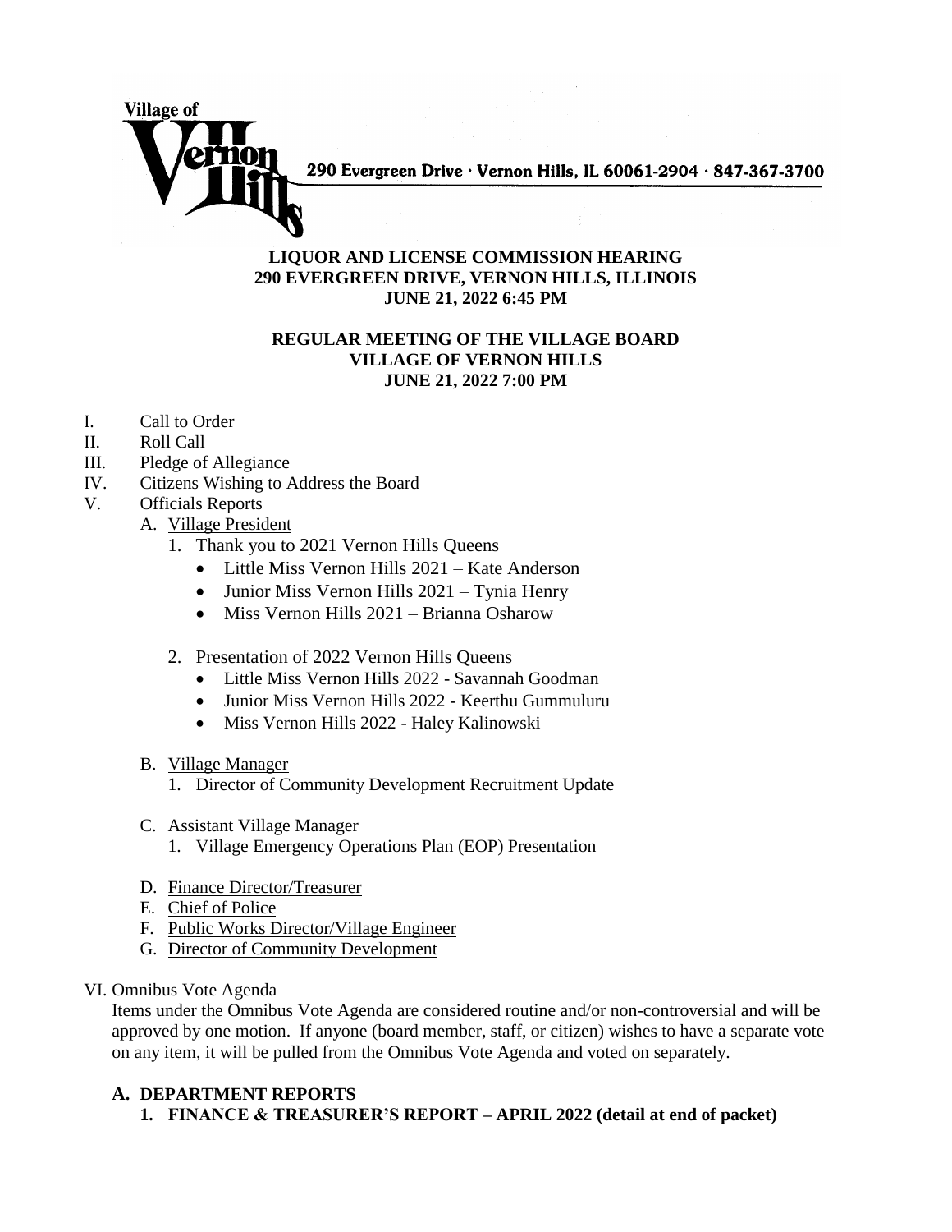Village of Vernon Hills

290 Evergreen Drive · Vernon Hills, IL 60061-2904 · 847-367-3700

**LIQUOR AND LICENSE COMMISSION HEARING**
**290 EVERGREEN DRIVE, VERNON HILLS, ILLINOIS**
**JUNE 21, 2022 6:45 PM**

**REGULAR MEETING OF THE VILLAGE BOARD**
**VILLAGE OF VERNON HILLS**
**JUNE 21, 2022 7:00 PM**

I. Call to Order
II. Roll Call
III. Pledge of Allegiance
IV. Citizens Wishing to Address the Board
V. Officials Reports
   A. Village President
      1. Thank you to 2021 Vernon Hills Queens
         - Little Miss Vernon Hills 2021 – Kate Anderson
         - Junior Miss Vernon Hills 2021 – Tynia Henry
         - Miss Vernon Hills 2021 – Brianna Osharow
      2. Presentation of 2022 Vernon Hills Queens
         - Little Miss Vernon Hills 2022 - Savannah Goodman
         - Junior Miss Vernon Hills 2022 - Keerthu Gummuluru
         - Miss Vernon Hills 2022 - Haley Kalinowski
   B. Village Manager
      1. Director of Community Development Recruitment Update
   C. Assistant Village Manager
      1. Village Emergency Operations Plan (EOP) Presentation
   D. Finance Director/Treasurer
   E. Chief of Police
   F. Public Works Director/Village Engineer
   G. Director of Community Development

VI. Omnibus Vote Agenda

Items under the Omnibus Vote Agenda are considered routine and/or non-controversial and will be approved by one motion. If anyone (board member, staff, or citizen) wishes to have a separate vote on any item, it will be pulled from the Omnibus Vote Agenda and voted on separately.

**A. DEPARTMENT REPORTS**

**1. FINANCE & TREASURER'S REPORT – APRIL 2022 (detail at end of packet)**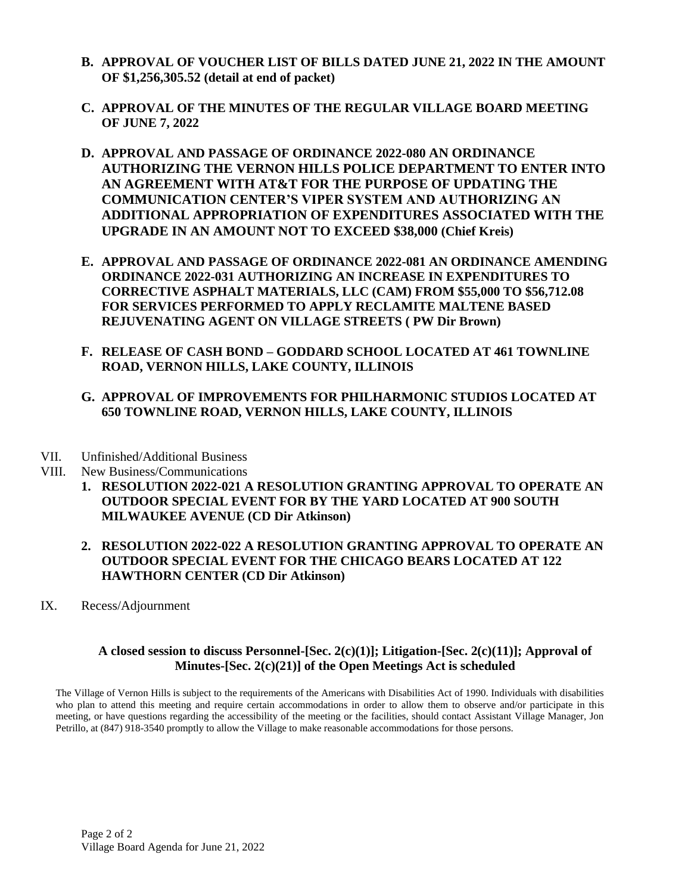**B. APPROVAL OF VOUCHER LIST OF BILLS DATED JUNE 21, 2022 IN THE AMOUNT OF $1,256,305.52 (detail at end of packet)**

**C. APPROVAL OF THE MINUTES OF THE REGULAR VILLAGE BOARD MEETING OF JUNE 7, 2022**

**D. APPROVAL AND PASSAGE OF ORDINANCE 2022-080 AN ORDINANCE AUTHORIZING THE VERNON HILLS POLICE DEPARTMENT TO ENTER INTO AN AGREEMENT WITH AT&T FOR THE PURPOSE OF UPDATING THE COMMUNICATION CENTER'S VIPER SYSTEM AND AUTHORIZING AN ADDITIONAL APPROPRIATION OF EXPENDITURES ASSOCIATED WITH THE UPGRADE IN AN AMOUNT NOT TO EXCEED $38,000 (Chief Kreis)**

**E. APPROVAL AND PASSAGE OF ORDINANCE 2022-081 AN ORDINANCE AMENDING ORDINANCE 2022-031 AUTHORIZING AN INCREASE IN EXPENDITURES TO CORRECTIVE ASPHALT MATERIALS, LLC (CAM) FROM $55,000 TO $56,712.08 FOR SERVICES PERFORMED TO APPLY RECLAMITE MALTENE BASED REJUVENATING AGENT ON VILLAGE STREETS ( PW Dir Brown)**

**F. RELEASE OF CASH BOND – GODDARD SCHOOL LOCATED AT 461 TOWNLINE ROAD, VERNON HILLS, LAKE COUNTY, ILLINOIS**

**G. APPROVAL OF IMPROVEMENTS FOR PHILHARMONIC STUDIOS LOCATED AT 650 TOWNLINE ROAD, VERNON HILLS, LAKE COUNTY, ILLINOIS**

VII. Unfinished/Additional Business

VIII. New Business/Communications

1. **RESOLUTION 2022-021 A RESOLUTION GRANTING APPROVAL TO OPERATE AN OUTDOOR SPECIAL EVENT FOR BY THE YARD LOCATED AT 900 SOUTH MILWAUKEE AVENUE (CD Dir Atkinson)**

2. **RESOLUTION 2022-022 A RESOLUTION GRANTING APPROVAL TO OPERATE AN OUTDOOR SPECIAL EVENT FOR THE CHICAGO BEARS LOCATED AT 122 HAWTHORN CENTER (CD Dir Atkinson)**

IX. Recess/Adjournment

**A closed session to discuss Personnel-[Sec. 2(c)(1)]; Litigation-[Sec. 2(c)(11)]; Approval of Minutes-[Sec. 2(c)(21)] of the Open Meetings Act is scheduled**

The Village of Vernon Hills is subject to the requirements of the Americans with Disabilities Act of 1990. Individuals with disabilities who plan to attend this meeting and require certain accommodations in order to allow them to observe and/or participate in this meeting, or have questions regarding the accessibility of the meeting or the facilities, should contact Assistant Village Manager, Jon Petrillo, at (847) 918-3540 promptly to allow the Village to make reasonable accommodations for those persons.